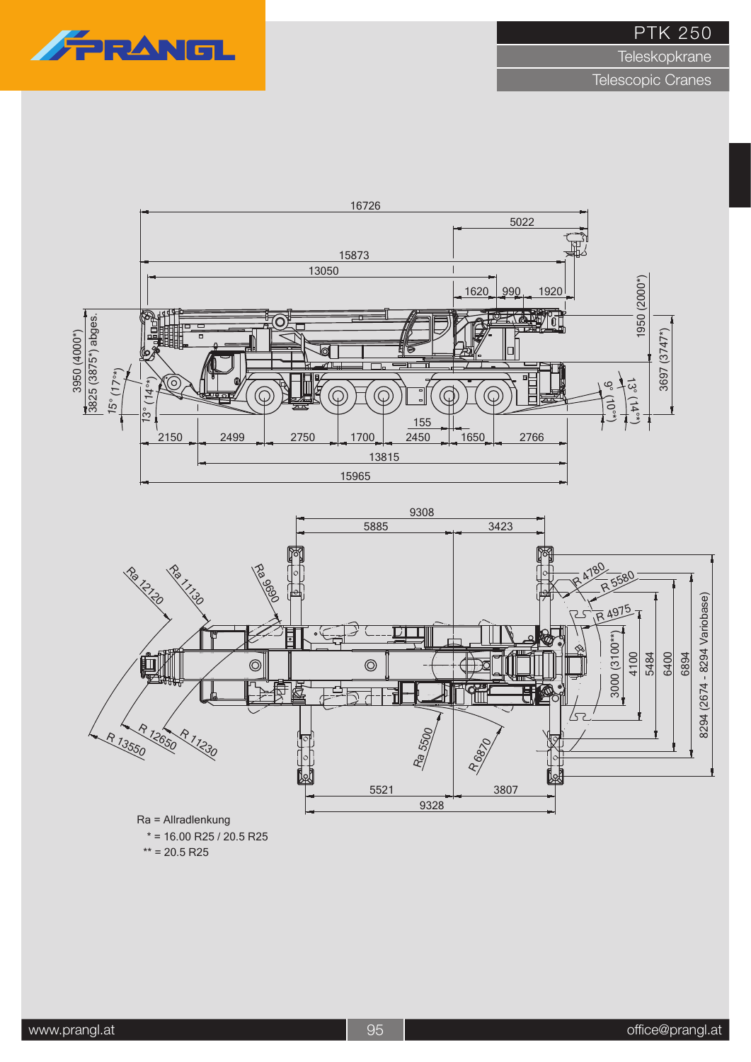# PTK 250

Teleskopkrane

Telescopic Cranes

Ra = Allradlenkung

\* = 16.00 R25 / 20.5 R25

\*\* = 20.5 R25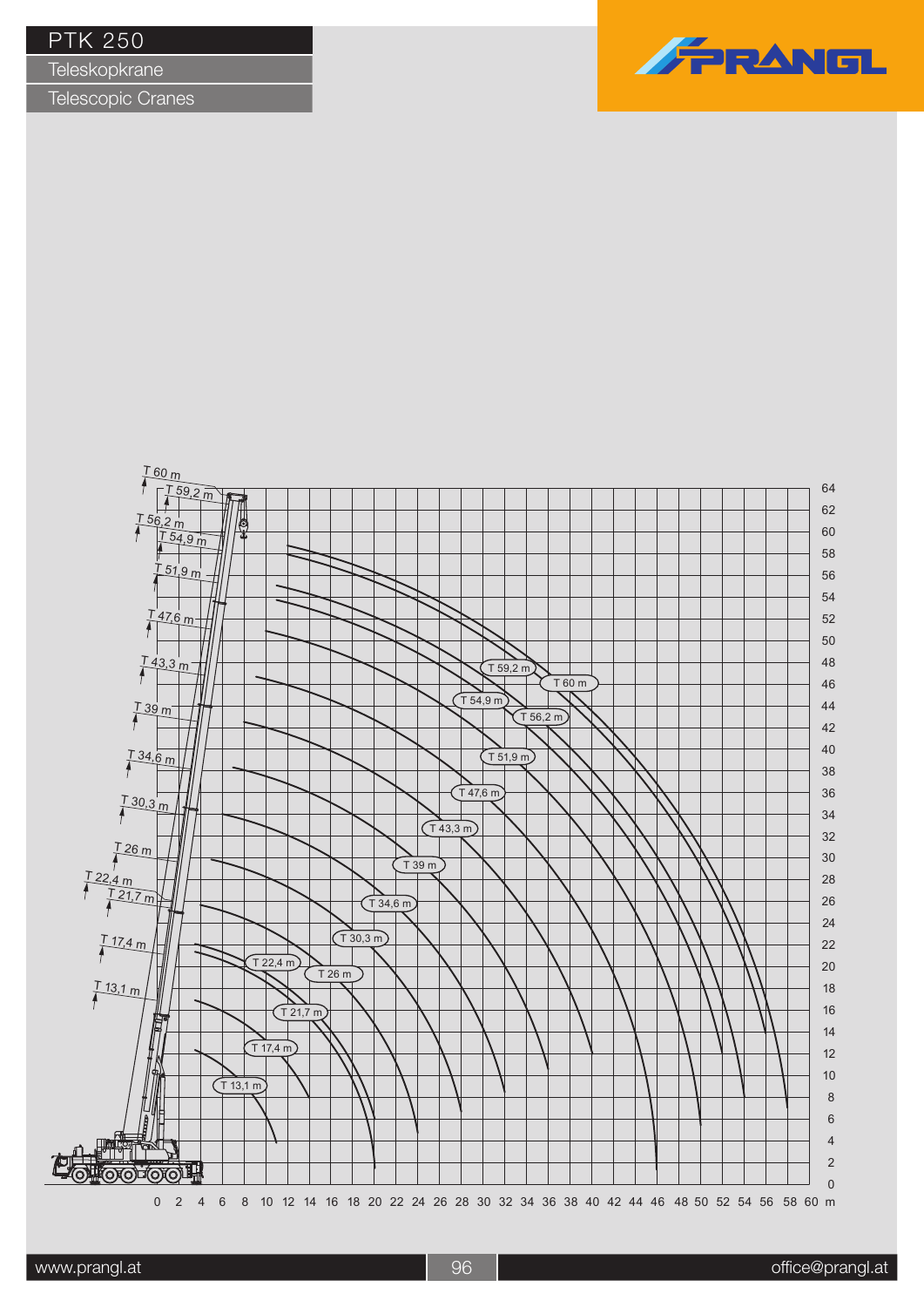# PTK 250

Teleskopkrane

Telescopic Cranes

T 60 m
T 59,2 m
T 56,2 m
T 54,9 m
T 51,9 m
T 47,6 m
T 43,3 m
T 39 m
T 34,6 m
T 30,3 m
T 26 m
T 22,4 m
T 21,7 m
T 17,4 m
T 13,1 m

0 2 4 6 8 10 12 14 16 18 20 22 24 26 28 30 32 34 36 38 40 42 44 46 48 50 52 54 56 58 60 m

0 2 4 6 8 10 12 14 16 18 20 22 24 26 28 30 32 34 36 38 40 42 44 46 48 50 52 54 56 58 60 62 64

www.prangl.at

office@prangl.at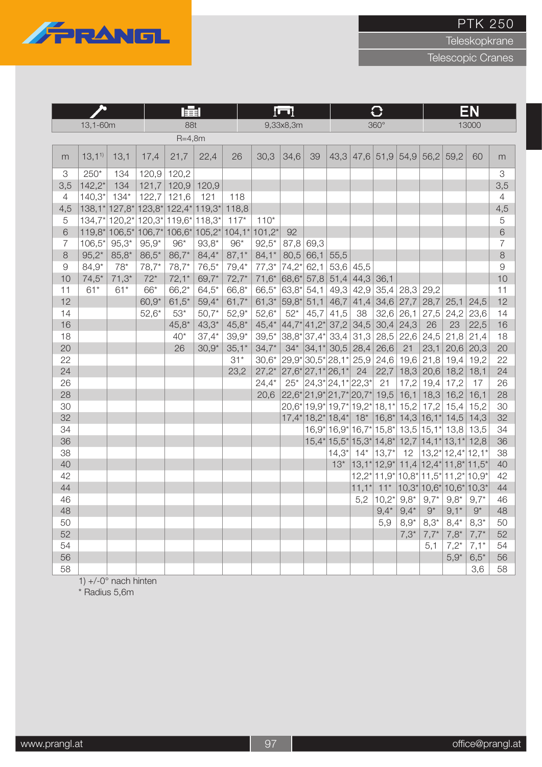# PTK 250

## Teleskopkrane

## Telescopic Cranes

| 13,1-60m | 88t | 9,33x8,3m | 360° | EN 13000 |
|---|---|---|---|---|
| | R=4,8m | | | |

| m | 13,1[1] | 13,1 | 17,4 | 21,7 | 22,4 | 26 | 30,3 | 34,6 | 39 | 43,3 | 47,6 | 51,9 | 54,9 | 56,2 | 59,2 | 60 | m |
|---|---|---|---|---|---|---|---|---|---|---|---|---|---|---|---|---|---|
| 3 | 250* | 134 | 120,9 | 120,2 | | | | | | | | | | | | | 3 |
| 3,5 | 142,2* | 134 | 121,7 | 120,9 | 120,9 | | | | | | | | | | | | 3,5 |
| 4 | 140,3* | 134* | 122,7 | 121,6 | 121 | 118 | | | | | | | | | | | 4 |
| 4,5 | 138,1* | 127,8* | 123,8* | 122,4* | 119,3* | 118,8 | | | | | | | | | | | 4,5 |
| 5 | 134,7* | 120,2* | 120,3* | 119,6* | 118,3* | 117* | 110* | | | | | | | | | | 5 |
| 6 | 119,8* | 106,5* | 106,7* | 106,6* | 105,2* | 104,1* | 101,2* | 92 | | | | | | | | | 6 |
| 7 | 106,5* | 95,3* | 95,9* | 96* | 93,8* | 96* | 92,5* | 87,8 | 69,3 | | | | | | | | 7 |
| 8 | 95,2* | 85,8* | 86,5* | 86,7* | 84,4* | 87,1* | 84,1* | 80,5 | 66,1 | 55,5 | | | | | | | 8 |
| 9 | 84,9* | 78* | 78,7* | 78,7* | 76,5* | 79,4* | 77,3* | 74,2* | 62,1 | 53,6 | 45,5 | | | | | | 9 |
| 10 | 74,5* | 71,3* | 72* | 72,1* | 69,7* | 72,7* | 71,6* | 68,6* | 57,8 | 51,4 | 44,3 | 36,1 | | | | | 10 |
| 11 | 61* | 61* | 66* | 66,2* | 64,5* | 66,8* | 66,5* | 63,8* | 54,1 | 49,3 | 42,9 | 35,4 | 28,3 | 29,2 | | | 11 |
| 12 | | | 60,9* | 61,5* | 59,4* | 61,7* | 61,3* | 59,8* | 51,1 | 46,7 | 41,4 | 34,6 | 27,7 | 28,7 | 25,1 | 24,5 | 12 |
| 14 | | | 52,6* | 53* | 50,7* | 52,9* | 52,6* | 52* | 45,7 | 41,5 | 38 | 32,6 | 26,1 | 27,5 | 24,2 | 23,6 | 14 |
| 16 | | | | 45,8* | 43,3* | 45,8* | 45,4* | 44,7* | 41,2* | 37,2 | 34,5 | 30,4 | 24,3 | 26 | 23 | 22,5 | 16 |
| 18 | | | | 40* | 37,4* | 39,9* | 39,5* | 38,8* | 37,4* | 33,4 | 31,3 | 28,5 | 22,6 | 24,5 | 21,8 | 21,4 | 18 |
| 20 | | | | 26 | 30,9* | 35,1* | 34,7* | 34* | 34,1* | 30,5 | 28,4 | 26,6 | 21 | 23,1 | 20,6 | 20,3 | 20 |
| 22 | | | | | | 31* | 30,6* | 29,9* | 30,5* | 28,1* | 25,9 | 24,6 | 19,6 | 21,8 | 19,4 | 19,2 | 22 |
| 24 | | | | | | 23,2 | 27,2* | 27,6* | 27,1* | 26,1* | 24 | 22,7 | 18,3 | 20,6 | 18,2 | 18,1 | 24 |
| 26 | | | | | | | 24,4* | 25* | 24,3* | 24,1* | 22,3* | 21 | 17,2 | 19,4 | 17,2 | 17 | 26 |
| 28 | | | | | | | 20,6 | 22,6* | 21,9* | 21,7* | 20,7* | 19,5 | 16,1 | 18,3 | 16,2 | 16,1 | 28 |
| 30 | | | | | | | | 20,6* | 19,9* | 19,7* | 19,2* | 18,1* | 15,2 | 17,2 | 15,4 | 15,2 | 30 |
| 32 | | | | | | | | 17,4* | 18,2* | 18,4* | 18* | 16,8* | 14,3 | 16,1* | 14,5 | 14,3 | 32 |
| 34 | | | | | | | | | 16,9* | 16,9* | 16,7* | 15,8* | 13,5 | 15,1* | 13,8 | 13,5 | 34 |
| 36 | | | | | | | | | 15,4* | 15,5* | 15,3* | 14,8* | 12,7 | 14,1* | 13,1* | 12,8 | 36 |
| 38 | | | | | | | | | | 14,3* | 14* | 13,7* | 12 | 13,2* | 12,4* | 12,1* | 38 |
| 40 | | | | | | | | | | 13* | 13,1* | 12,9* | 11,4 | 12,4* | 11,8* | 11,5* | 40 |
| 42 | | | | | | | | | | | 12,2* | 11,9* | 10,8* | 11,5* | 11,2* | 10,9* | 42 |
| 44 | | | | | | | | | | | 11,1* | 11* | 10,3* | 10,6* | 10,6* | 10,3* | 44 |
| 46 | | | | | | | | | | | 5,2 | 10,2* | 9,8* | 9,7* | 9,8* | 9,7* | 46 |
| 48 | | | | | | | | | | | | 9,4* | 9,4* | 9* | 9,1* | 9* | 48 |
| 50 | | | | | | | | | | | | 5,9 | 8,9* | 8,3* | 8,4* | 8,3* | 50 |
| 52 | | | | | | | | | | | | | 7,3* | 7,7* | 7,8* | 7,7* | 52 |
| 54 | | | | | | | | | | | | | | 5,1 | 7,2* | 7,1* | 54 |
| 56 | | | | | | | | | | | | | | | 5,9* | 6,5* | 56 |
| 58 | | | | | | | | | | | | | | | | 3,6 | 58 |

1) +/-0° nach hinten

* Radius 5,6m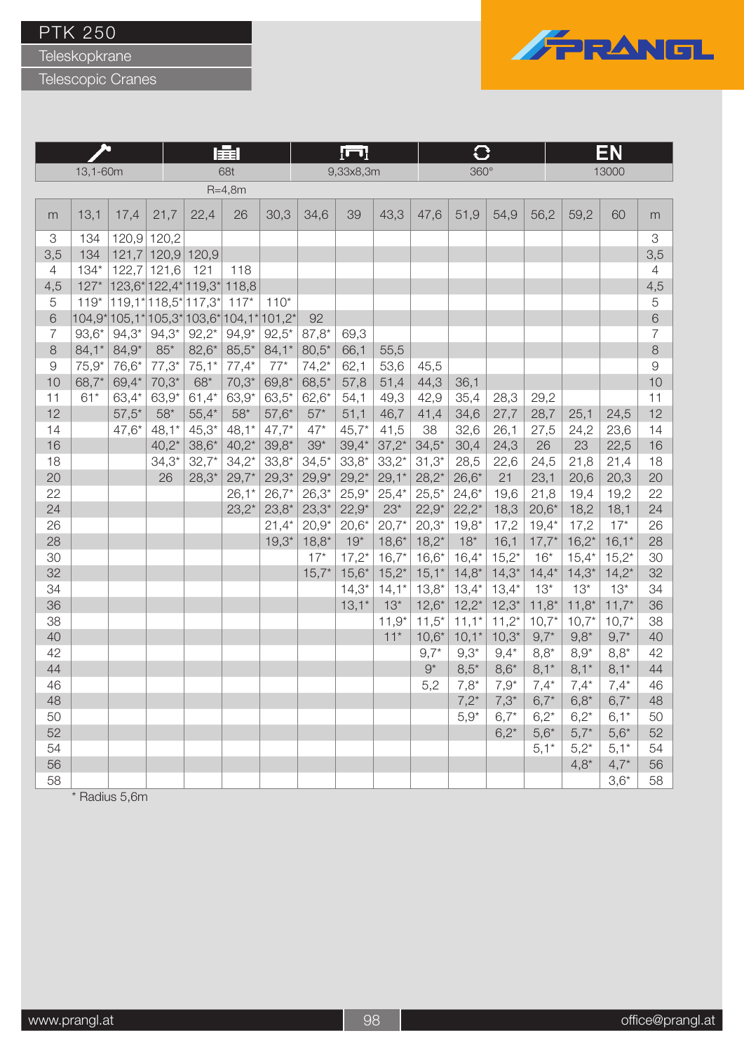# PTK 250

## Teleskopkrane

## Telescopic Cranes

| | | | | EN |
|---|---|---|---|---|
| 13,1-60m | 68t | 9,33x8,3m | 360° | 13000 |
| | R=4,8m | | | |

| m | 13,1 | 17,4 | 21,7 | 22,4 | 26 | 30,3 | 34,6 | 39 | 43,3 | 47,6 | 51,9 | 54,9 | 56,2 | 59,2 | 60 | m |
|---|---|---|---|---|---|---|---|---|---|---|---|---|---|---|---|---|
| 3 | 134 | 120,9 | 120,2 | | | | | | | | | | | | | 3 |
| 3,5 | 134 | 121,7 | 120,9 | 120,9 | | | | | | | | | | | | 3,5 |
| 4 | 134* | 122,7 | 121,6 | 121 | 118 | | | | | | | | | | | 4 |
| 4,5 | 127* | 123,6* | 122,4* | 119,3* | 118,8 | | | | | | | | | | | 4,5 |
| 5 | 119* | 119,1* | 118,5* | 117,3* | 117* | 110* | | | | | | | | | | 5 |
| 6 | 104,9* | 105,1* | 105,3* | 103,6* | 104,1* | 101,2* | 92 | | | | | | | | | 6 |
| 7 | 93,6* | 94,3* | 94,3* | 92,2* | 94,9* | 92,5* | 87,8* | 69,3 | | | | | | | | 7 |
| 8 | 84,1* | 84,9* | 85* | 82,6* | 85,5* | 84,1* | 80,5* | 66,1 | 55,5 | | | | | | | 8 |
| 9 | 75,9* | 76,6* | 77,3* | 75,1* | 77,4* | 77* | 74,2* | 62,1 | 53,6 | 45,5 | | | | | | 9 |
| 10 | 68,7* | 69,4* | 70,3* | 68* | 70,3* | 69,8* | 68,5* | 57,8 | 51,4 | 44,3 | 36,1 | | | | | 10 |
| 11 | 61* | 63,4* | 63,9* | 61,4* | 63,9* | 63,5* | 62,6* | 54,1 | 49,3 | 42,9 | 35,4 | 28,3 | 29,2 | | | 11 |
| 12 | | 57,5* | 58* | 55,4* | 58* | 57,6* | 57* | 51,1 | 46,7 | 41,4 | 34,6 | 27,7 | 28,7 | 25,1 | 24,5 | 12 |
| 14 | | 47,6* | 48,1* | 45,3* | 48,1* | 47,7* | 47* | 45,7* | 41,5 | 38 | 32,6 | 26,1 | 27,5 | 24,2 | 23,6 | 14 |
| 16 | | | 40,2* | 38,6* | 40,2* | 39,8* | 39* | 39,4* | 37,2* | 34,5* | 30,4 | 24,3 | 26 | 23 | 22,5 | 16 |
| 18 | | | 34,3* | 32,7* | 34,2* | 33,8* | 34,5* | 33,8* | 33,2* | 31,3* | 28,5 | 22,6 | 24,5 | 21,8 | 21,4 | 18 |
| 20 | | | 26 | 28,3* | 29,7* | 29,3* | 29,9* | 29,2* | 29,1* | 28,2* | 26,6* | 21 | 23,1 | 20,6 | 20,3 | 20 |
| 22 | | | | | 26,1* | 26,7* | 26,3* | 25,9* | 25,4* | 25,5* | 24,6* | 19,6 | 21,8 | 19,4 | 19,2 | 22 |
| 24 | | | | | 23,2* | 23,8* | 23,3* | 22,9* | 23* | 22,9* | 22,2* | 18,3 | 20,6* | 18,2 | 18,1 | 24 |
| 26 | | | | | | 21,4* | 20,9* | 20,6* | 20,7* | 20,3* | 19,8* | 17,2 | 19,4* | 17,2 | 17* | 26 |
| 28 | | | | | | 19,3* | 18,8* | 19* | 18,6* | 18,2* | 18* | 16,1 | 17,7* | 16,2* | 16,1* | 28 |
| 30 | | | | | | | 17* | 17,2* | 16,7* | 16,6* | 16,4* | 15,2* | 16* | 15,4* | 15,2* | 30 |
| 32 | | | | | | | 15,7* | 15,6* | 15,2* | 15,1* | 14,8* | 14,3* | 14,4* | 14,3* | 14,2* | 32 |
| 34 | | | | | | | | 14,3* | 14,1* | 13,8* | 13,4* | 13,4* | 13* | 13* | 13* | 34 |
| 36 | | | | | | | | 13,1* | 13* | 12,6* | 12,2* | 12,3* | 11,8* | 11,8* | 11,7* | 36 |
| 38 | | | | | | | | | 11,9* | 11,5* | 11,1* | 11,2* | 10,7* | 10,7* | 10,7* | 38 |
| 40 | | | | | | | | | 11* | 10,6* | 10,1* | 10,3* | 9,7* | 9,8* | 9,7* | 40 |
| 42 | | | | | | | | | | 9,7* | 9,3* | 9,4* | 8,8* | 8,9* | 8,8* | 42 |
| 44 | | | | | | | | | | 9* | 8,5* | 8,6* | 8,1* | 8,1* | 8,1* | 44 |
| 46 | | | | | | | | | | 5,2 | 7,8* | 7,9* | 7,4* | 7,4* | 7,4* | 46 |
| 48 | | | | | | | | | | | 7,2* | 7,3* | 6,7* | 6,8* | 6,7* | 48 |
| 50 | | | | | | | | | | | 5,9* | 6,7* | 6,2* | 6,2* | 6,1* | 50 |
| 52 | | | | | | | | | | | | 6,2* | 5,6* | 5,7* | 5,6* | 52 |
| 54 | | | | | | | | | | | | | 5,1* | 5,2* | 5,1* | 54 |
| 56 | | | | | | | | | | | | | | 4,8* | 4,7* | 56 |
| 58 | | | | | | | | | | | | | | | 3,6* | 58 |

* Radius 5,6m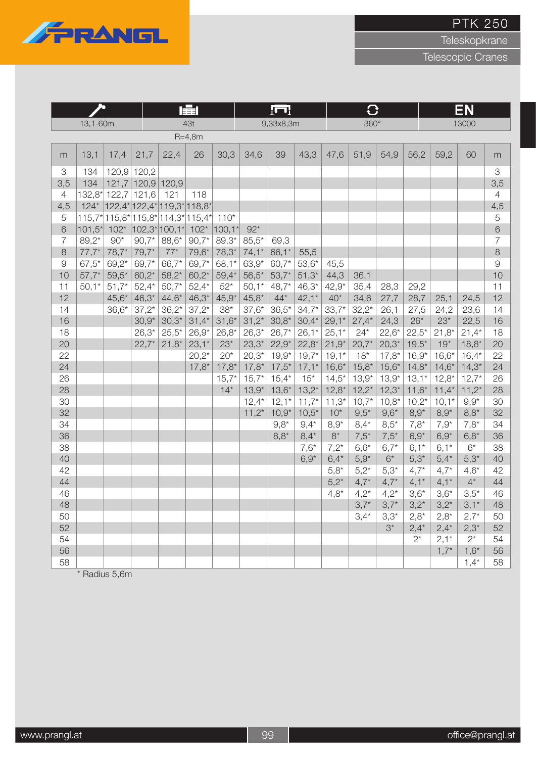# PTK 250

Teleskopkrane

Telescopic Cranes

| 13,1-60m | 43t | 9,33x8,3m | 360° | EN 13000 |
|---|---|---|---|---|

R=4,8m

| m | 13,1 | 17,4 | 21,7 | 22,4 | 26 | 30,3 | 34,6 | 39 | 43,3 | 47,6 | 51,9 | 54,9 | 56,2 | 59,2 | 60 | m |
|---|---|---|---|---|---|---|---|---|---|---|---|---|---|---|---|---|
| 3 | 134 | 120,9 | 120,2 | | | | | | | | | | | | | 3 |
| 3,5 | 134 | 121,7 | 120,9 | 120,9 | | | | | | | | | | | | 3,5 |
| 4 | 132,8* | 122,7 | 121,6 | 121 | 118 | | | | | | | | | | | 4 |
| 4,5 | 124* | 122,4* | 122,4* | 119,3* | 118,8* | | | | | | | | | | | 4,5 |
| 5 | 115,7* | 115,8* | 115,8* | 114,3* | 115,4* | 110* | | | | | | | | | | 5 |
| 6 | 101,5* | 102* | 102,3* | 100,1* | 102* | 100,1* | 92* | | | | | | | | | 6 |
| 7 | 89,2* | 90* | 90,7* | 88,6* | 90,7* | 89,3* | 85,5* | 69,3 | | | | | | | | 7 |
| 8 | 77,7* | 78,7* | 79,7* | 77* | 79,6* | 78,3* | 74,1* | 66,1* | 55,5 | | | | | | | 8 |
| 9 | 67,5* | 69,2* | 69,7* | 66,7* | 69,7* | 68,1* | 63,9* | 60,7* | 53,6* | 45,5 | | | | | | 9 |
| 10 | 57,7* | 59,5* | 60,2* | 58,2* | 60,2* | 59,4* | 56,5* | 53,7* | 51,3* | 44,3 | 36,1 | | | | | 10 |
| 11 | 50,1* | 51,7* | 52,4* | 50,7* | 52,4* | 52* | 50,1* | 48,7* | 46,3* | 42,9* | 35,4 | 28,3 | 29,2 | | | 11 |
| 12 | | 45,6* | 46,3* | 44,6* | 46,3* | 45,9* | 45,8* | 44* | 42,1* | 40* | 34,6 | 27,7 | 28,7 | 25,1 | 24,5 | 12 |
| 14 | | 36,6* | 37,2* | 36,2* | 37,2* | 38* | 37,6* | 36,5* | 34,7* | 33,7* | 32,2* | 26,1 | 27,5 | 24,2 | 23,6 | 14 |
| 16 | | | 30,9* | 30,3* | 31,4* | 31,6* | 31,2* | 30,8* | 30,4* | 29,1* | 27,4* | 24,3 | 26* | 23* | 22,5 | 16 |
| 18 | | | 26,3* | 25,5* | 26,9* | 26,8* | 26,3* | 26,7* | 26,1* | 25,1* | 24* | 22,6* | 22,5* | 21,8* | 21,4* | 18 |
| 20 | | | 22,7* | 21,8* | 23,1* | 23* | 23,3* | 22,9* | 22,8* | 21,9* | 20,7* | 20,3* | 19,5* | 19* | 18,8* | 20 |
| 22 | | | | | 20,2* | 20* | 20,3* | 19,9* | 19,7* | 19,1* | 18* | 17,8* | 16,9* | 16,6* | 16,4* | 22 |
| 24 | | | | | 17,8* | 17,8* | 17,8* | 17,5* | 17,1* | 16,6* | 15,8* | 15,6* | 14,8* | 14,6* | 14,3* | 24 |
| 26 | | | | | | 15,7* | 15,7* | 15,4* | 15* | 14,5* | 13,9* | 13,9* | 13,1* | 12,8* | 12,7* | 26 |
| 28 | | | | | | 14* | 13,9* | 13,6* | 13,2* | 12,8* | 12,2* | 12,3* | 11,6* | 11,4* | 11,2* | 28 |
| 30 | | | | | | | 12,4* | 12,1* | 11,7* | 11,3* | 10,7* | 10,8* | 10,2* | 10,1* | 9,9* | 30 |
| 32 | | | | | | | 11,2* | 10,9* | 10,5* | 10* | 9,5* | 9,6* | 8,9* | 8,9* | 8,8* | 32 |
| 34 | | | | | | | | 9,8* | 9,4* | 8,9* | 8,4* | 8,5* | 7,8* | 7,9* | 7,8* | 34 |
| 36 | | | | | | | | 8,8* | 8,4* | 8* | 7,5* | 7,5* | 6,9* | 6,9* | 6,8* | 36 |
| 38 | | | | | | | | | 7,6* | 7,2* | 6,6* | 6,7* | 6,1* | 6,1* | 6* | 38 |
| 40 | | | | | | | | | 6,9* | 6,4* | 5,9* | 6* | 5,3* | 5,4* | 5,3* | 40 |
| 42 | | | | | | | | | | 5,8* | 5,2* | 5,3* | 4,7* | 4,7* | 4,6* | 42 |
| 44 | | | | | | | | | | 5,2* | 4,7* | 4,7* | 4,1* | 4,1* | 4* | 44 |
| 46 | | | | | | | | | | 4,8* | 4,2* | 4,2* | 3,6* | 3,6* | 3,5* | 46 |
| 48 | | | | | | | | | | | 3,7* | 3,7* | 3,2* | 3,2* | 3,1* | 48 |
| 50 | | | | | | | | | | | 3,4* | 3,3* | 2,8* | 2,8* | 2,7* | 50 |
| 52 | | | | | | | | | | | | 3* | 2,4* | 2,4* | 2,3* | 52 |
| 54 | | | | | | | | | | | | | 2* | 2,1* | 2* | 54 |
| 56 | | | | | | | | | | | | | | 1,7* | 1,6* | 56 |
| 58 | | | | | | | | | | | | | | | 1,4* | 58 |

* Radius 5,6m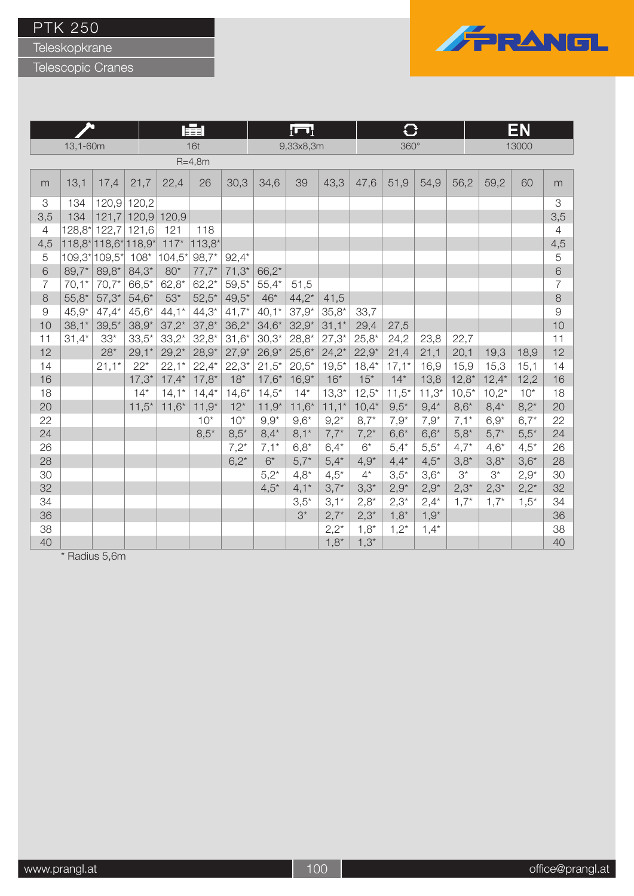# PTK 250

## Teleskopkrane

## Telescopic Cranes

| Boom | Weight | Outrigger base | Slewing | EN |
|---|---|---|---|---|
| 13,1-60m | 16t | 9,33x8,3m | 360° | 13000 |

R=4,8m

| m | 13,1 | 17,4 | 21,7 | 22,4 | 26 | 30,3 | 34,6 | 39 | 43,3 | 47,6 | 51,9 | 54,9 | 56,2 | 59,2 | 60 | m |
|---|---|---|---|---|---|---|---|---|---|---|---|---|---|---|---|---|
| 3 | 134 | 120,9 | 120,2 | | | | | | | | | | | | | 3 |
| 3,5 | 134 | 121,7 | 120,9 | 120,9 | | | | | | | | | | | | 3,5 |
| 4 | 128,8* | 122,7 | 121,6 | 121 | 118 | | | | | | | | | | | 4 |
| 4,5 | 118,8* | 118,6* | 118,9* | 117* | 113,8* | | | | | | | | | | | 4,5 |
| 5 | 109,3* | 109,5* | 108* | 104,5* | 98,7* | 92,4* | | | | | | | | | | 5 |
| 6 | 89,7* | 89,8* | 84,3* | 80* | 77,7* | 71,3* | 66,2* | | | | | | | | | 6 |
| 7 | 70,1* | 70,7* | 66,5* | 62,8* | 62,2* | 59,5* | 55,4* | 51,5 | | | | | | | | 7 |
| 8 | 55,8* | 57,3* | 54,6* | 53* | 52,5* | 49,5* | 46* | 44,2* | 41,5 | | | | | | | 8 |
| 9 | 45,9* | 47,4* | 45,6* | 44,1* | 44,3* | 41,7* | 40,1* | 37,9* | 35,8* | 33,7 | | | | | | 9 |
| 10 | 38,1* | 39,5* | 38,9* | 37,2* | 37,8* | 36,2* | 34,6* | 32,9* | 31,1* | 29,4 | 27,5 | | | | | 10 |
| 11 | 31,4* | 33* | 33,5* | 33,2* | 32,8* | 31,6* | 30,3* | 28,8* | 27,3* | 25,8* | 24,2 | 23,8 | 22,7 | | | 11 |
| 12 | | 28* | 29,1* | 29,2* | 28,9* | 27,9* | 26,9* | 25,6* | 24,2* | 22,9* | 21,4 | 21,1 | 20,1 | 19,3 | 18,9 | 12 |
| 14 | | 21,1* | 22* | 22,1* | 22,4* | 22,3* | 21,5* | 20,5* | 19,5* | 18,4* | 17,1* | 16,9 | 15,9 | 15,3 | 15,1 | 14 |
| 16 | | | 17,3* | 17,4* | 17,8* | 18* | 17,6* | 16,9* | 16* | 15* | 14* | 13,8 | 12,8* | 12,4* | 12,2 | 16 |
| 18 | | | 14* | 14,1* | 14,4* | 14,6* | 14,5* | 14* | 13,3* | 12,5* | 11,5* | 11,3* | 10,5* | 10,2* | 10* | 18 |
| 20 | | | 11,5* | 11,6* | 11,9* | 12* | 11,9* | 11,6* | 11,1* | 10,4* | 9,5* | 9,4* | 8,6* | 8,4* | 8,2* | 20 |
| 22 | | | | | 10* | 10* | 9,9* | 9,6* | 9,2* | 8,7* | 7,9* | 7,9* | 7,1* | 6,9* | 6,7* | 22 |
| 24 | | | | | 8,5* | 8,5* | 8,4* | 8,1* | 7,7* | 7,2* | 6,6* | 6,6* | 5,8* | 5,7* | 5,5* | 24 |
| 26 | | | | | | 7,2* | 7,1* | 6,8* | 6,4* | 6* | 5,4* | 5,5* | 4,7* | 4,6* | 4,5* | 26 |
| 28 | | | | | | 6,2* | 6* | 5,7* | 5,4* | 4,9* | 4,4* | 4,5* | 3,8* | 3,8* | 3,6* | 28 |
| 30 | | | | | | | 5,2* | 4,8* | 4,5* | 4* | 3,5* | 3,6* | 3* | 3* | 2,9* | 30 |
| 32 | | | | | | | 4,5* | 4,1* | 3,7* | 3,3* | 2,9* | 2,9* | 2,3* | 2,3* | 2,2* | 32 |
| 34 | | | | | | | | 3,5* | 3,1* | 2,8* | 2,3* | 2,4* | 1,7* | 1,7* | 1,5* | 34 |
| 36 | | | | | | | | 3* | 2,7* | 2,3* | 1,8* | 1,9* | | | | 36 |
| 38 | | | | | | | | | 2,2* | 1,8* | 1,2* | 1,4* | | | | 38 |
| 40 | | | | | | | | | 1,8* | 1,3* | | | | | | 40 |

* Radius 5,6m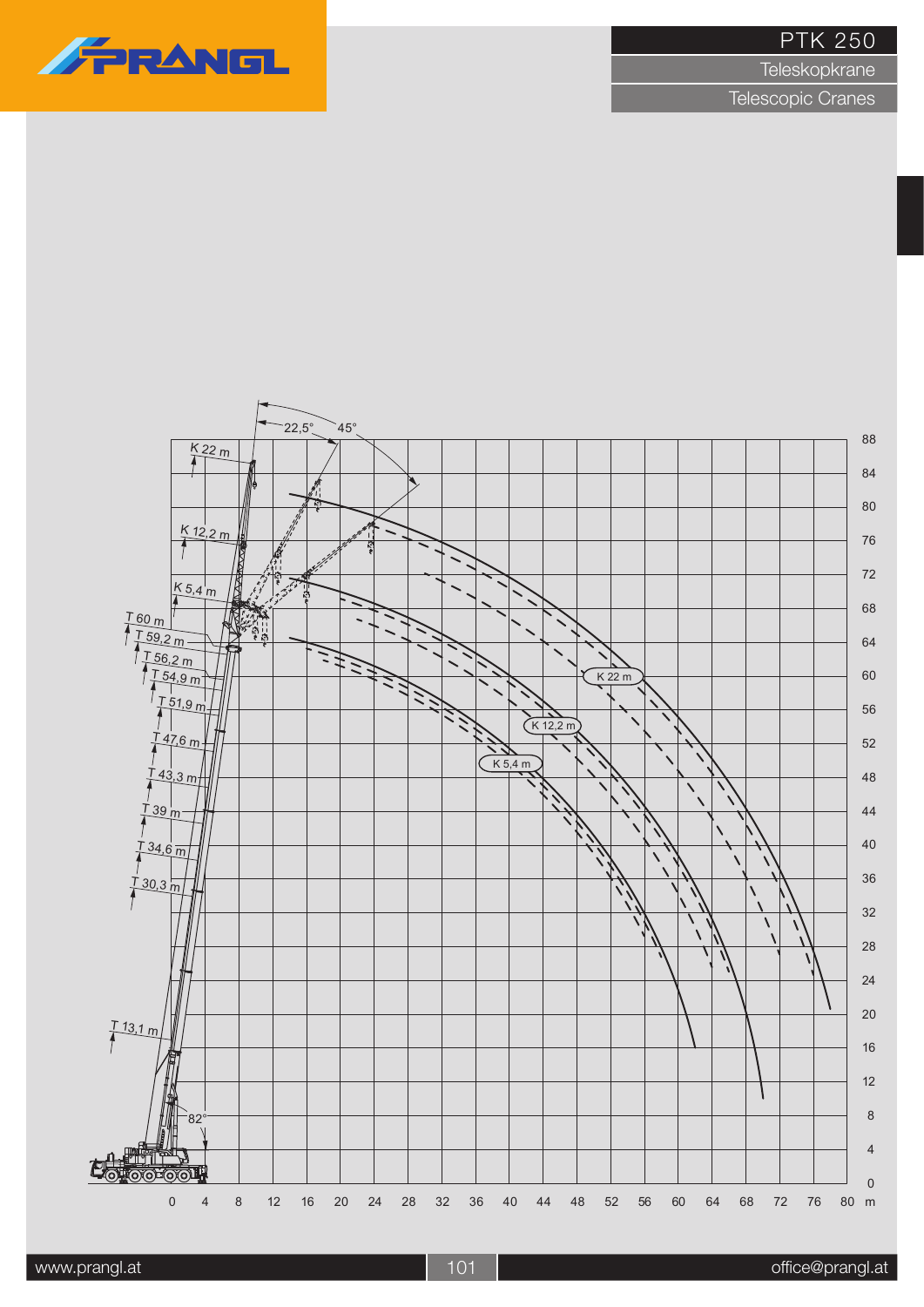# PTK 250

Teleskopkrane

Telescopic Cranes

K 22 m

K 12,2 m

K 5,4 m

T 60 m

T 59,2 m

T 56,2 m

T 54,9 m

T 51,9 m

T 47,6 m

T 43,3 m

T 39 m

T 34,6 m

T 30,3 m

T 13,1 m

22,5°

45°

82°

0 4 8 12 16 20 24 28 32 36 40 44 48 52 56 60 64 68 72 76 80 m

0 4 8 12 16 20 24 28 32 36 40 44 48 52 56 60 64 68 72 76 80 84 88

www.prangl.at

office@prangl.at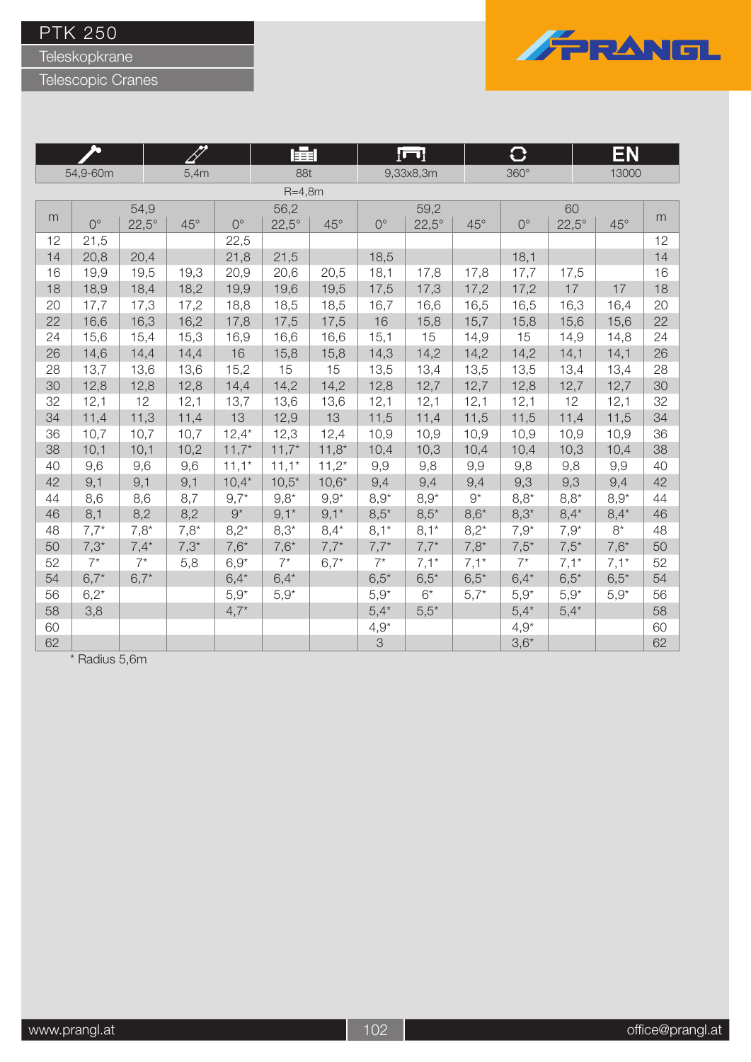# PTK 250

## Teleskopkrane

## Telescopic Cranes

| 54,9-60m | 5,4m | 88t | 9,33x8,3m | 360° | EN 13000 |
|---|---|---|---|---|---|

R=4,8m

| m | 54,9 | | | 56,2 | | | 59,2 | | | 60 | | | m |
|---|---|---|---|---|---|---|---|---|---|---|---|---|---|
| | 0° | 22,5° | 45° | 0° | 22,5° | 45° | 0° | 22,5° | 45° | 0° | 22,5° | 45° | |
| 12 | 21,5 | | | 22,5 | | | | | | | | | 12 |
| 14 | 20,8 | 20,4 | | 21,8 | 21,5 | | 18,5 | | | 18,1 | | | 14 |
| 16 | 19,9 | 19,5 | 19,3 | 20,9 | 20,6 | 20,5 | 18,1 | 17,8 | 17,8 | 17,7 | 17,5 | | 16 |
| 18 | 18,9 | 18,4 | 18,2 | 19,9 | 19,6 | 19,5 | 17,5 | 17,3 | 17,2 | 17,2 | 17 | 17 | 18 |
| 20 | 17,7 | 17,3 | 17,2 | 18,8 | 18,5 | 18,5 | 16,7 | 16,6 | 16,5 | 16,5 | 16,3 | 16,4 | 20 |
| 22 | 16,6 | 16,3 | 16,2 | 17,8 | 17,5 | 17,5 | 16 | 15,8 | 15,7 | 15,8 | 15,6 | 15,6 | 22 |
| 24 | 15,6 | 15,4 | 15,3 | 16,9 | 16,6 | 16,6 | 15,1 | 15 | 14,9 | 15 | 14,9 | 14,8 | 24 |
| 26 | 14,6 | 14,4 | 14,4 | 16 | 15,8 | 15,8 | 14,3 | 14,2 | 14,2 | 14,2 | 14,1 | 14,1 | 26 |
| 28 | 13,7 | 13,6 | 13,6 | 15,2 | 15 | 15 | 13,5 | 13,4 | 13,5 | 13,5 | 13,4 | 13,4 | 28 |
| 30 | 12,8 | 12,8 | 12,8 | 14,4 | 14,2 | 14,2 | 12,8 | 12,7 | 12,7 | 12,8 | 12,7 | 12,7 | 30 |
| 32 | 12,1 | 12 | 12,1 | 13,7 | 13,6 | 13,6 | 12,1 | 12,1 | 12,1 | 12,1 | 12 | 12,1 | 32 |
| 34 | 11,4 | 11,3 | 11,4 | 13 | 12,9 | 13 | 11,5 | 11,4 | 11,5 | 11,5 | 11,4 | 11,5 | 34 |
| 36 | 10,7 | 10,7 | 10,7 | 12,4* | 12,3 | 12,4 | 10,9 | 10,9 | 10,9 | 10,9 | 10,9 | 10,9 | 36 |
| 38 | 10,1 | 10,1 | 10,2 | 11,7* | 11,7* | 11,8* | 10,4 | 10,3 | 10,4 | 10,4 | 10,3 | 10,4 | 38 |
| 40 | 9,6 | 9,6 | 9,6 | 11,1* | 11,1* | 11,2* | 9,9 | 9,8 | 9,9 | 9,8 | 9,8 | 9,9 | 40 |
| 42 | 9,1 | 9,1 | 9,1 | 10,4* | 10,5* | 10,6* | 9,4 | 9,4 | 9,4 | 9,3 | 9,3 | 9,4 | 42 |
| 44 | 8,6 | 8,6 | 8,7 | 9,7* | 9,8* | 9,9* | 8,9* | 8,9* | 9* | 8,8* | 8,8* | 8,9* | 44 |
| 46 | 8,1 | 8,2 | 8,2 | 9* | 9,1* | 9,1* | 8,5* | 8,5* | 8,6* | 8,3* | 8,4* | 8,4* | 46 |
| 48 | 7,7* | 7,8* | 7,8* | 8,2* | 8,3* | 8,4* | 8,1* | 8,1* | 8,2* | 7,9* | 7,9* | 8* | 48 |
| 50 | 7,3* | 7,4* | 7,3* | 7,6* | 7,6* | 7,7* | 7,7* | 7,7* | 7,8* | 7,5* | 7,5* | 7,6* | 50 |
| 52 | 7* | 7* | 5,8 | 6,9* | 7* | 6,7* | 7* | 7,1* | 7,1* | 7* | 7,1* | 7,1* | 52 |
| 54 | 6,7* | 6,7* | | 6,4* | 6,4* | | 6,5* | 6,5* | 6,5* | 6,4* | 6,5* | 6,5* | 54 |
| 56 | 6,2* | | | 5,9* | 5,9* | | 5,9* | 6* | 5,7* | 5,9* | 5,9* | 5,9* | 56 |
| 58 | 3,8 | | | 4,7* | | | 5,4* | 5,5* | | 5,4* | 5,4* | | 58 |
| 60 | | | | | | | 4,9* | | | 4,9* | | | 60 |
| 62 | | | | | | | 3 | | | 3,6* | | | 62 |

\* Radius 5,6m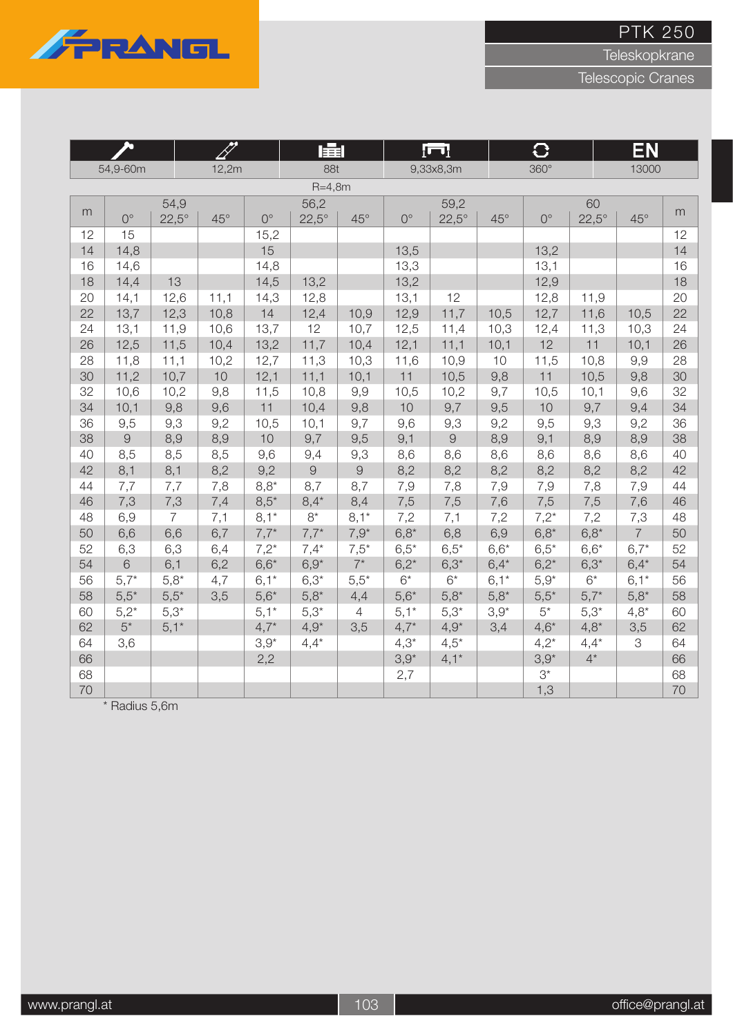# PTK 250

Teleskopkrane

Telescopic Cranes

| 54,9-60m | 12,2m | 88t | 9,33x8,3m | 360° | EN 13000 |
|---|---|---|---|---|---|

R=4,8m

| m | 54,9 | | | 56,2 | | | 59,2 | | | 60 | | | m |
|---|---|---|---|---|---|---|---|---|---|---|---|---|---|
| | 0° | 22,5° | 45° | 0° | 22,5° | 45° | 0° | 22,5° | 45° | 0° | 22,5° | 45° | |
| 12 | 15 | | | 15,2 | | | | | | | | | 12 |
| 14 | 14,8 | | | 15 | | | 13,5 | | | 13,2 | | | 14 |
| 16 | 14,6 | | | 14,8 | | | 13,3 | | | 13,1 | | | 16 |
| 18 | 14,4 | 13 | | 14,5 | 13,2 | | 13,2 | | | 12,9 | | | 18 |
| 20 | 14,1 | 12,6 | 11,1 | 14,3 | 12,8 | | 13,1 | 12 | | 12,8 | 11,9 | | 20 |
| 22 | 13,7 | 12,3 | 10,8 | 14 | 12,4 | 10,9 | 12,9 | 11,7 | 10,5 | 12,7 | 11,6 | 10,5 | 22 |
| 24 | 13,1 | 11,9 | 10,6 | 13,7 | 12 | 10,7 | 12,5 | 11,4 | 10,3 | 12,4 | 11,3 | 10,3 | 24 |
| 26 | 12,5 | 11,5 | 10,4 | 13,2 | 11,7 | 10,4 | 12,1 | 11,1 | 10,1 | 12 | 11 | 10,1 | 26 |
| 28 | 11,8 | 11,1 | 10,2 | 12,7 | 11,3 | 10,3 | 11,6 | 10,9 | 10 | 11,5 | 10,8 | 9,9 | 28 |
| 30 | 11,2 | 10,7 | 10 | 12,1 | 11,1 | 10,1 | 11 | 10,5 | 9,8 | 11 | 10,5 | 9,8 | 30 |
| 32 | 10,6 | 10,2 | 9,8 | 11,5 | 10,8 | 9,9 | 10,5 | 10,2 | 9,7 | 10,5 | 10,1 | 9,6 | 32 |
| 34 | 10,1 | 9,8 | 9,6 | 11 | 10,4 | 9,8 | 10 | 9,7 | 9,5 | 10 | 9,7 | 9,4 | 34 |
| 36 | 9,5 | 9,3 | 9,2 | 10,5 | 10,1 | 9,7 | 9,6 | 9,3 | 9,2 | 9,5 | 9,3 | 9,2 | 36 |
| 38 | 9 | 8,9 | 8,9 | 10 | 9,7 | 9,5 | 9,1 | 9 | 8,9 | 9,1 | 8,9 | 8,9 | 38 |
| 40 | 8,5 | 8,5 | 8,5 | 9,6 | 9,4 | 9,3 | 8,6 | 8,6 | 8,6 | 8,6 | 8,6 | 8,6 | 40 |
| 42 | 8,1 | 8,1 | 8,2 | 9,2 | 9 | 9 | 8,2 | 8,2 | 8,2 | 8,2 | 8,2 | 8,2 | 42 |
| 44 | 7,7 | 7,7 | 7,8 | 8,8* | 8,7 | 8,7 | 7,9 | 7,8 | 7,9 | 7,9 | 7,8 | 7,9 | 44 |
| 46 | 7,3 | 7,3 | 7,4 | 8,5* | 8,4* | 8,4 | 7,5 | 7,5 | 7,6 | 7,5 | 7,5 | 7,6 | 46 |
| 48 | 6,9 | 7 | 7,1 | 8,1* | 8* | 8,1* | 7,2 | 7,1 | 7,2 | 7,2* | 7,2 | 7,3 | 48 |
| 50 | 6,6 | 6,6 | 6,7 | 7,7* | 7,7* | 7,9* | 6,8* | 6,8 | 6,9 | 6,8* | 6,8* | 7 | 50 |
| 52 | 6,3 | 6,3 | 6,4 | 7,2* | 7,4* | 7,5* | 6,5* | 6,5* | 6,6* | 6,5* | 6,6* | 6,7* | 52 |
| 54 | 6 | 6,1 | 6,2 | 6,6* | 6,9* | 7* | 6,2* | 6,3* | 6,4* | 6,2* | 6,3* | 6,4* | 54 |
| 56 | 5,7* | 5,8* | 4,7 | 6,1* | 6,3* | 5,5* | 6* | 6* | 6,1* | 5,9* | 6* | 6,1* | 56 |
| 58 | 5,5* | 5,5* | 3,5 | 5,6* | 5,8* | 4,4 | 5,6* | 5,8* | 5,8* | 5,5* | 5,7* | 5,8* | 58 |
| 60 | 5,2* | 5,3* | | 5,1* | 5,3* | 4 | 5,1* | 5,3* | 3,9* | 5* | 5,3* | 4,8* | 60 |
| 62 | 5* | 5,1* | | 4,7* | 4,9* | 3,5 | 4,7* | 4,9* | 3,4 | 4,6* | 4,8* | 3,5 | 62 |
| 64 | 3,6 | | | 3,9* | 4,4* | | 4,3* | 4,5* | | 4,2* | 4,4* | 3 | 64 |
| 66 | | | | 2,2 | | | 3,9* | 4,1* | | 3,9* | 4* | | 66 |
| 68 | | | | | | | 2,7 | | | 3* | | | 68 |
| 70 | | | | | | | | | | 1,3 | | | 70 |

\* Radius 5,6m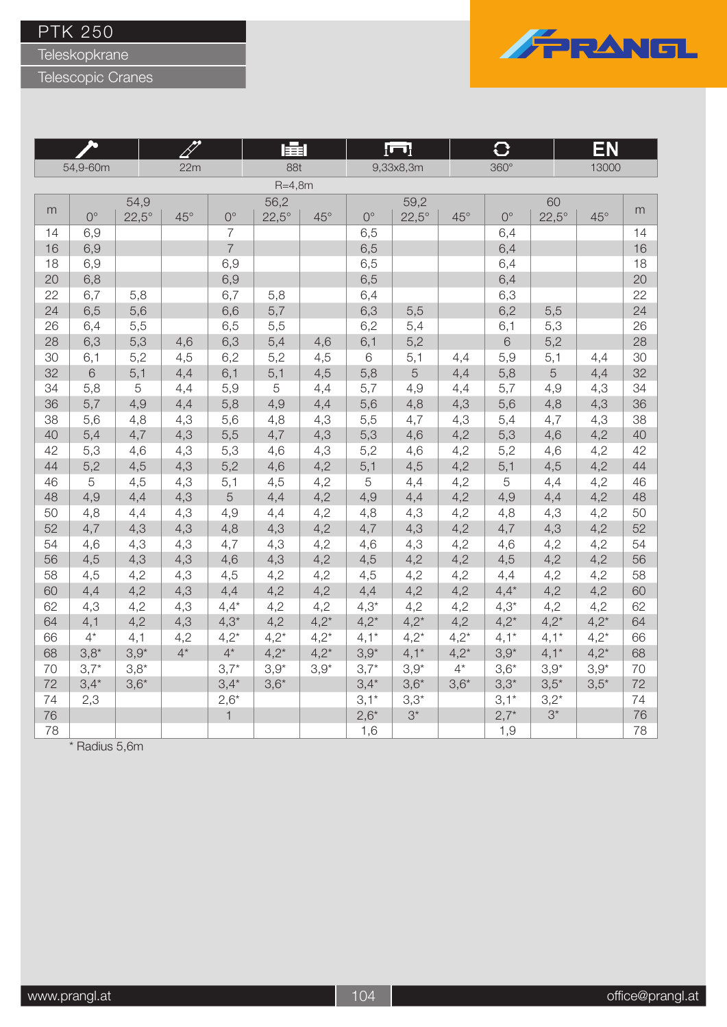# PTK 250

## Teleskopkrane

## Telescopic Cranes

PRANGL

| (boom) | (jib) | (counterweight) | (outrigger) | (slewing) | EN |
|---|---|---|---|---|---|
| 54,9-60m | 22m | 88t | 9,33x8,3m | 360° | 13000 |

R=4,8m

| m | 54,9 | | | 56,2 | | | 59,2 | | | 60 | | | m |
|---|---|---|---|---|---|---|---|---|---|---|---|---|---|
| | 0° | 22,5° | 45° | 0° | 22,5° | 45° | 0° | 22,5° | 45° | 0° | 22,5° | 45° | |
| 14 | 6,9 | | | 7 | | | 6,5 | | | 6,4 | | | 14 |
| 16 | 6,9 | | | 7 | | | 6,5 | | | 6,4 | | | 16 |
| 18 | 6,9 | | | 6,9 | | | 6,5 | | | 6,4 | | | 18 |
| 20 | 6,8 | | | 6,9 | | | 6,5 | | | 6,4 | | | 20 |
| 22 | 6,7 | 5,8 | | 6,7 | 5,8 | | 6,4 | | | 6,3 | | | 22 |
| 24 | 6,5 | 5,6 | | 6,6 | 5,7 | | 6,3 | 5,5 | | 6,2 | 5,5 | | 24 |
| 26 | 6,4 | 5,5 | | 6,5 | 5,5 | | 6,2 | 5,4 | | 6,1 | 5,3 | | 26 |
| 28 | 6,3 | 5,3 | 4,6 | 6,3 | 5,4 | 4,6 | 6,1 | 5,2 | | 6 | 5,2 | | 28 |
| 30 | 6,1 | 5,2 | 4,5 | 6,2 | 5,2 | 4,5 | 6 | 5,1 | 4,4 | 5,9 | 5,1 | 4,4 | 30 |
| 32 | 6 | 5,1 | 4,4 | 6,1 | 5,1 | 4,5 | 5,8 | 5 | 4,4 | 5,8 | 5 | 4,4 | 32 |
| 34 | 5,8 | 5 | 4,4 | 5,9 | 5 | 4,4 | 5,7 | 4,9 | 4,4 | 5,7 | 4,9 | 4,3 | 34 |
| 36 | 5,7 | 4,9 | 4,4 | 5,8 | 4,9 | 4,4 | 5,6 | 4,8 | 4,3 | 5,6 | 4,8 | 4,3 | 36 |
| 38 | 5,6 | 4,8 | 4,3 | 5,6 | 4,8 | 4,3 | 5,5 | 4,7 | 4,3 | 5,4 | 4,7 | 4,3 | 38 |
| 40 | 5,4 | 4,7 | 4,3 | 5,5 | 4,7 | 4,3 | 5,3 | 4,6 | 4,2 | 5,3 | 4,6 | 4,2 | 40 |
| 42 | 5,3 | 4,6 | 4,3 | 5,3 | 4,6 | 4,3 | 5,2 | 4,6 | 4,2 | 5,2 | 4,6 | 4,2 | 42 |
| 44 | 5,2 | 4,5 | 4,3 | 5,2 | 4,6 | 4,2 | 5,1 | 4,5 | 4,2 | 5,1 | 4,5 | 4,2 | 44 |
| 46 | 5 | 4,5 | 4,3 | 5,1 | 4,5 | 4,2 | 5 | 4,4 | 4,2 | 5 | 4,4 | 4,2 | 46 |
| 48 | 4,9 | 4,4 | 4,3 | 5 | 4,4 | 4,2 | 4,9 | 4,4 | 4,2 | 4,9 | 4,4 | 4,2 | 48 |
| 50 | 4,8 | 4,4 | 4,3 | 4,9 | 4,4 | 4,2 | 4,8 | 4,3 | 4,2 | 4,8 | 4,3 | 4,2 | 50 |
| 52 | 4,7 | 4,3 | 4,3 | 4,8 | 4,3 | 4,2 | 4,7 | 4,3 | 4,2 | 4,7 | 4,3 | 4,2 | 52 |
| 54 | 4,6 | 4,3 | 4,3 | 4,7 | 4,3 | 4,2 | 4,6 | 4,3 | 4,2 | 4,6 | 4,2 | 4,2 | 54 |
| 56 | 4,5 | 4,3 | 4,3 | 4,6 | 4,3 | 4,2 | 4,5 | 4,2 | 4,2 | 4,5 | 4,2 | 4,2 | 56 |
| 58 | 4,5 | 4,2 | 4,3 | 4,5 | 4,2 | 4,2 | 4,5 | 4,2 | 4,2 | 4,4 | 4,2 | 4,2 | 58 |
| 60 | 4,4 | 4,2 | 4,3 | 4,4 | 4,2 | 4,2 | 4,4 | 4,2 | 4,2 | 4,4* | 4,2 | 4,2 | 60 |
| 62 | 4,3 | 4,2 | 4,3 | 4,4* | 4,2 | 4,2 | 4,3* | 4,2 | 4,2 | 4,3* | 4,2 | 4,2 | 62 |
| 64 | 4,1 | 4,2 | 4,3 | 4,3* | 4,2 | 4,2* | 4,2* | 4,2* | 4,2 | 4,2* | 4,2* | 4,2* | 64 |
| 66 | 4* | 4,1 | 4,2 | 4,2* | 4,2* | 4,2* | 4,1* | 4,2* | 4,2* | 4,1* | 4,1* | 4,2* | 66 |
| 68 | 3,8* | 3,9* | 4* | 4* | 4,2* | 4,2* | 3,9* | 4,1* | 4,2* | 3,9* | 4,1* | 4,2* | 68 |
| 70 | 3,7* | 3,8* | | 3,7* | 3,9* | 3,9* | 3,7* | 3,9* | 4* | 3,6* | 3,9* | 3,9* | 70 |
| 72 | 3,4* | 3,6* | | 3,4* | 3,6* | | 3,4* | 3,6* | 3,6* | 3,3* | 3,5* | 3,5* | 72 |
| 74 | 2,3 | | | 2,6* | | | 3,1* | 3,3* | | 3,1* | 3,2* | | 74 |
| 76 | | | | 1 | | | 2,6* | 3* | | 2,7* | 3* | | 76 |
| 78 | | | | | | | 1,6 | | | 1,9 | | | 78 |

\* Radius 5,6m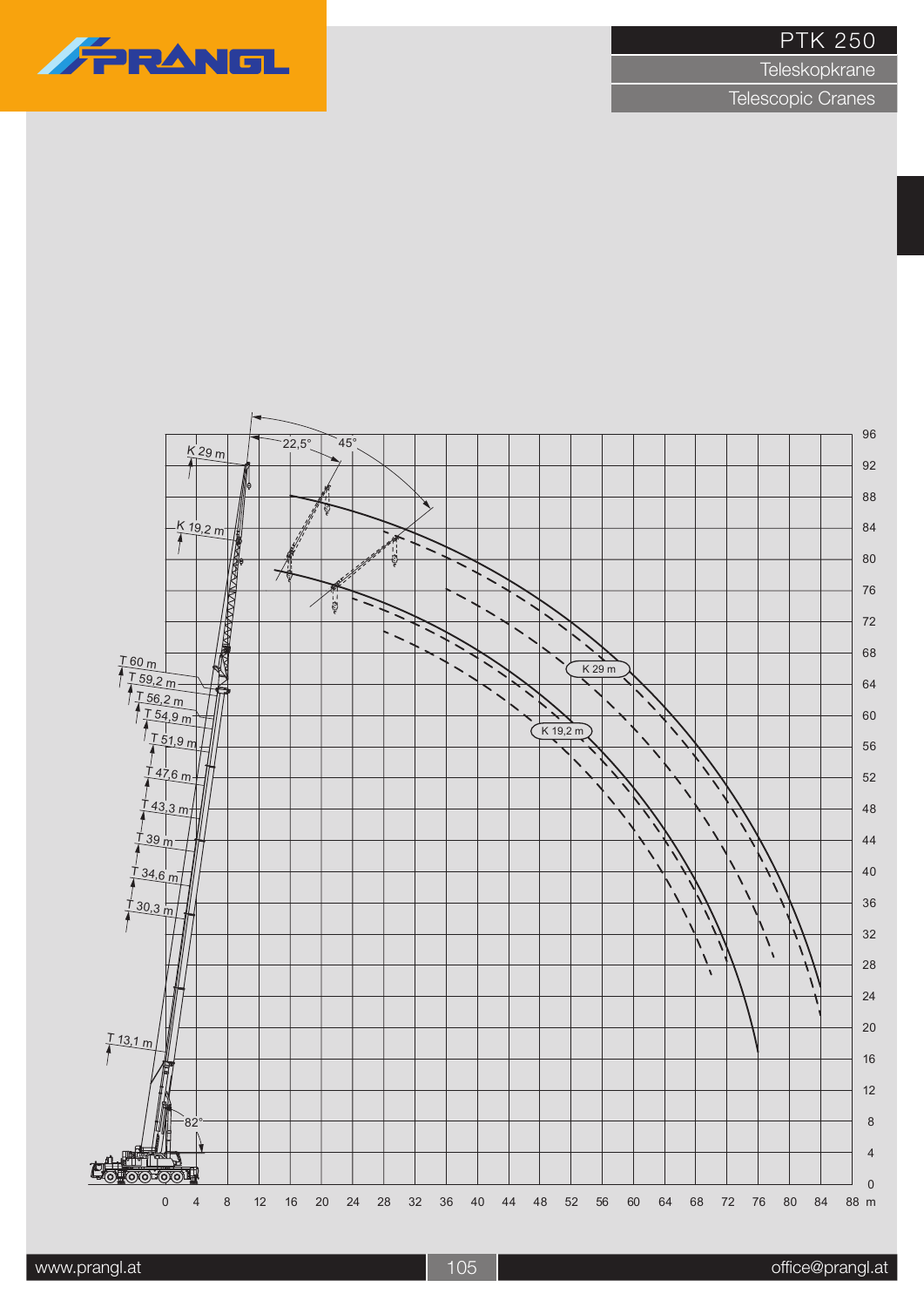# PTK 250

## Teleskopkrane

## Telescopic Cranes

K 29 m

K 19,2 m

22,5°

45°

T 60 m

T 59,2 m

T 56,2 m

T 54,9 m

T 51,9 m

T 47,6 m

T 43,3 m

T 39 m

T 34,6 m

T 30,3 m

T 13,1 m

82°

K 29 m

K 19,2 m

96 92 88 84 80 76 72 68 64 60 56 52 48 44 40 36 32 28 24 20 16 12 8 4 0

0 4 8 12 16 20 24 28 32 36 40 44 48 52 56 60 64 68 72 76 80 84 88 m

www.prangl.at

office@prangl.at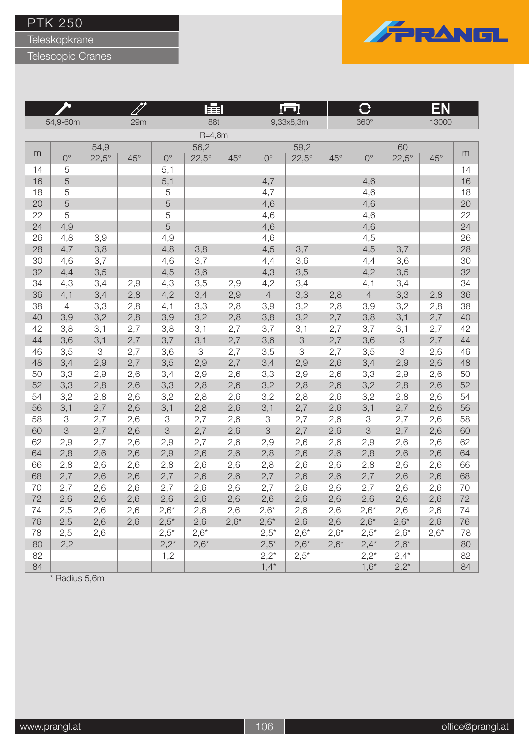# PTK 250

## Teleskopkrane

## Telescopic Cranes

| 54,9-60m | 29m | 88t | 9,33x8,3m | 360° | EN 13000 |
|---|---|---|---|---|---|

R=4,8m

| m | 54,9 | | | 56,2 | | | 59,2 | | | 60 | | | m |
|---|---|---|---|---|---|---|---|---|---|---|---|---|---|
| | 0° | 22,5° | 45° | 0° | 22,5° | 45° | 0° | 22,5° | 45° | 0° | 22,5° | 45° | |
| 14 | 5 | | | 5,1 | | | | | | | | | 14 |
| 16 | 5 | | | 5,1 | | | 4,7 | | | 4,6 | | | 16 |
| 18 | 5 | | | 5 | | | 4,7 | | | 4,6 | | | 18 |
| 20 | 5 | | | 5 | | | 4,6 | | | 4,6 | | | 20 |
| 22 | 5 | | | 5 | | | 4,6 | | | 4,6 | | | 22 |
| 24 | 4,9 | | | 5 | | | 4,6 | | | 4,6 | | | 24 |
| 26 | 4,8 | 3,9 | | 4,9 | | | 4,6 | | | 4,5 | | | 26 |
| 28 | 4,7 | 3,8 | | 4,8 | 3,8 | | 4,5 | 3,7 | | 4,5 | 3,7 | | 28 |
| 30 | 4,6 | 3,7 | | 4,6 | 3,7 | | 4,4 | 3,6 | | 4,4 | 3,6 | | 30 |
| 32 | 4,4 | 3,5 | | 4,5 | 3,6 | | 4,3 | 3,5 | | 4,2 | 3,5 | | 32 |
| 34 | 4,3 | 3,4 | 2,9 | 4,3 | 3,5 | 2,9 | 4,2 | 3,4 | | 4,1 | 3,4 | | 34 |
| 36 | 4,1 | 3,4 | 2,8 | 4,2 | 3,4 | 2,9 | 4 | 3,3 | 2,8 | 4 | 3,3 | 2,8 | 36 |
| 38 | 4 | 3,3 | 2,8 | 4,1 | 3,3 | 2,8 | 3,9 | 3,2 | 2,8 | 3,9 | 3,2 | 2,8 | 38 |
| 40 | 3,9 | 3,2 | 2,8 | 3,9 | 3,2 | 2,8 | 3,8 | 3,2 | 2,7 | 3,8 | 3,1 | 2,7 | 40 |
| 42 | 3,8 | 3,1 | 2,7 | 3,8 | 3,1 | 2,7 | 3,7 | 3,1 | 2,7 | 3,7 | 3,1 | 2,7 | 42 |
| 44 | 3,6 | 3,1 | 2,7 | 3,7 | 3,1 | 2,7 | 3,6 | 3 | 2,7 | 3,6 | 3 | 2,7 | 44 |
| 46 | 3,5 | 3 | 2,7 | 3,6 | 3 | 2,7 | 3,5 | 3 | 2,7 | 3,5 | 3 | 2,6 | 46 |
| 48 | 3,4 | 2,9 | 2,7 | 3,5 | 2,9 | 2,7 | 3,4 | 2,9 | 2,6 | 3,4 | 2,9 | 2,6 | 48 |
| 50 | 3,3 | 2,9 | 2,6 | 3,4 | 2,9 | 2,6 | 3,3 | 2,9 | 2,6 | 3,3 | 2,9 | 2,6 | 50 |
| 52 | 3,3 | 2,8 | 2,6 | 3,3 | 2,8 | 2,6 | 3,2 | 2,8 | 2,6 | 3,2 | 2,8 | 2,6 | 52 |
| 54 | 3,2 | 2,8 | 2,6 | 3,2 | 2,8 | 2,6 | 3,2 | 2,8 | 2,6 | 3,2 | 2,8 | 2,6 | 54 |
| 56 | 3,1 | 2,7 | 2,6 | 3,1 | 2,8 | 2,6 | 3,1 | 2,7 | 2,6 | 3,1 | 2,7 | 2,6 | 56 |
| 58 | 3 | 2,7 | 2,6 | 3 | 2,7 | 2,6 | 3 | 2,7 | 2,6 | 3 | 2,7 | 2,6 | 58 |
| 60 | 3 | 2,7 | 2,6 | 3 | 2,7 | 2,6 | 3 | 2,7 | 2,6 | 3 | 2,7 | 2,6 | 60 |
| 62 | 2,9 | 2,7 | 2,6 | 2,9 | 2,7 | 2,6 | 2,9 | 2,6 | 2,6 | 2,9 | 2,6 | 2,6 | 62 |
| 64 | 2,8 | 2,6 | 2,6 | 2,9 | 2,6 | 2,6 | 2,8 | 2,6 | 2,6 | 2,8 | 2,6 | 2,6 | 64 |
| 66 | 2,8 | 2,6 | 2,6 | 2,8 | 2,6 | 2,6 | 2,8 | 2,6 | 2,6 | 2,8 | 2,6 | 2,6 | 66 |
| 68 | 2,7 | 2,6 | 2,6 | 2,7 | 2,6 | 2,6 | 2,7 | 2,6 | 2,6 | 2,7 | 2,6 | 2,6 | 68 |
| 70 | 2,7 | 2,6 | 2,6 | 2,7 | 2,6 | 2,6 | 2,7 | 2,6 | 2,6 | 2,7 | 2,6 | 2,6 | 70 |
| 72 | 2,6 | 2,6 | 2,6 | 2,6 | 2,6 | 2,6 | 2,6 | 2,6 | 2,6 | 2,6 | 2,6 | 2,6 | 72 |
| 74 | 2,5 | 2,6 | 2,6 | 2,6* | 2,6 | 2,6 | 2,6* | 2,6 | 2,6 | 2,6* | 2,6 | 2,6 | 74 |
| 76 | 2,5 | 2,6 | 2,6 | 2,5* | 2,6 | 2,6* | 2,6* | 2,6 | 2,6 | 2,6* | 2,6* | 2,6 | 76 |
| 78 | 2,5 | 2,6 | | 2,5* | 2,6* | | 2,5* | 2,6* | 2,6* | 2,5* | 2,6* | 2,6* | 78 |
| 80 | 2,2 | | | 2,2* | 2,6* | | 2,5* | 2,6* | 2,6* | 2,4* | 2,6* | | 80 |
| 82 | | | | 1,2 | | | 2,2* | 2,5* | | 2,2* | 2,4* | | 82 |
| 84 | | | | | | | 1,4* | | | 1,6* | 2,2* | | 84 |

\* Radius 5,6m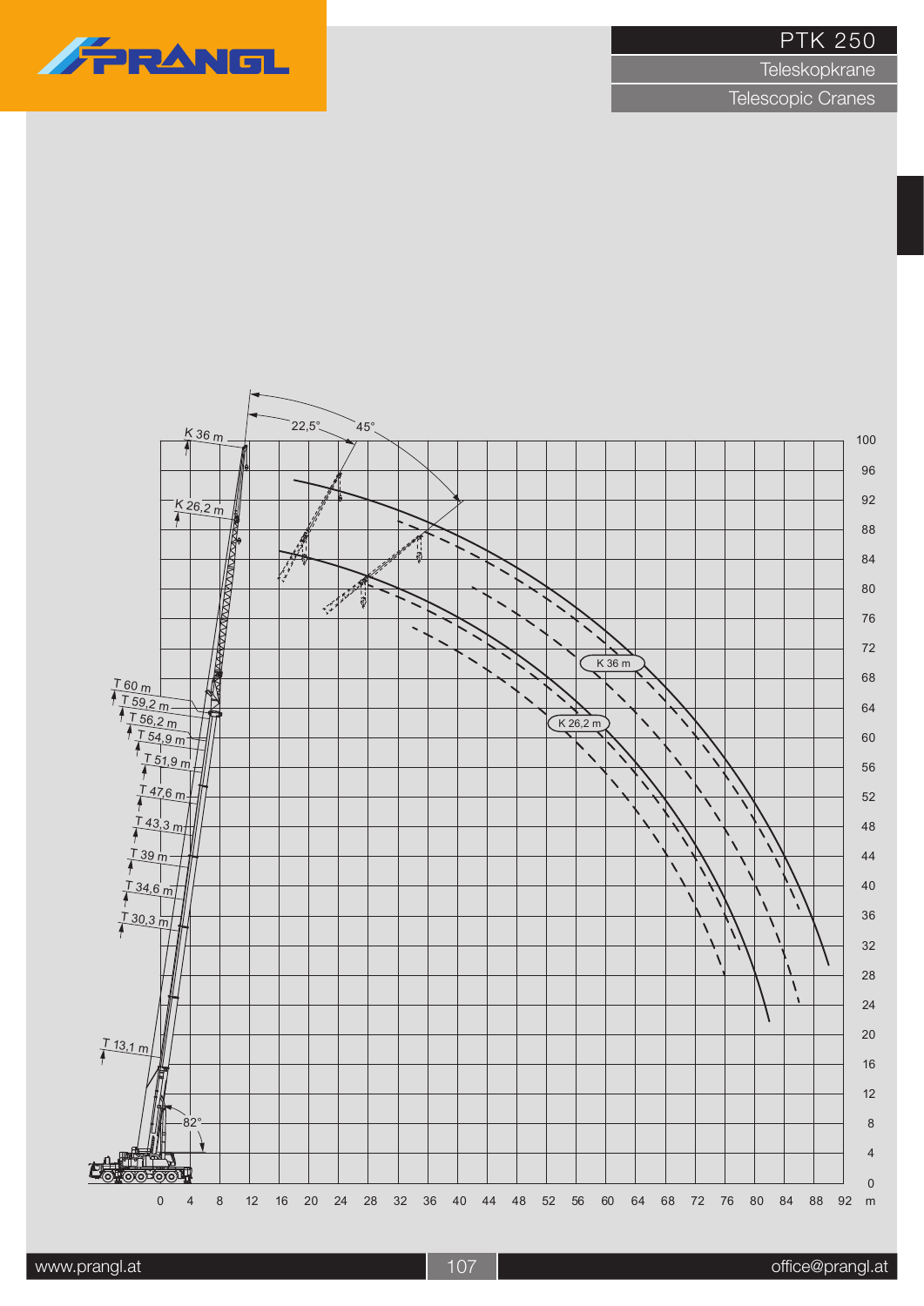# PTK 250

Teleskopkrane

Telescopic Cranes

K 36 m

K 26,2 m

22,5°

45°

T 60 m

T 59,2 m

T 56,2 m

T 54,9 m

T 51,9 m

T 47,6 m

T 43,3 m

T 39 m

T 34,6 m

T 30,3 m

T 13,1 m

82°

K 36 m

K 26,2 m

100, 96, 92, 88, 84, 80, 76, 72, 68, 64, 60, 56, 52, 48, 44, 40, 36, 32, 28, 24, 20, 16, 12, 8, 4, 0

0, 4, 8, 12, 16, 20, 24, 28, 32, 36, 40, 44, 48, 52, 56, 60, 64, 68, 72, 76, 80, 84, 88, 92 m

www.prangl.at

office@prangl.at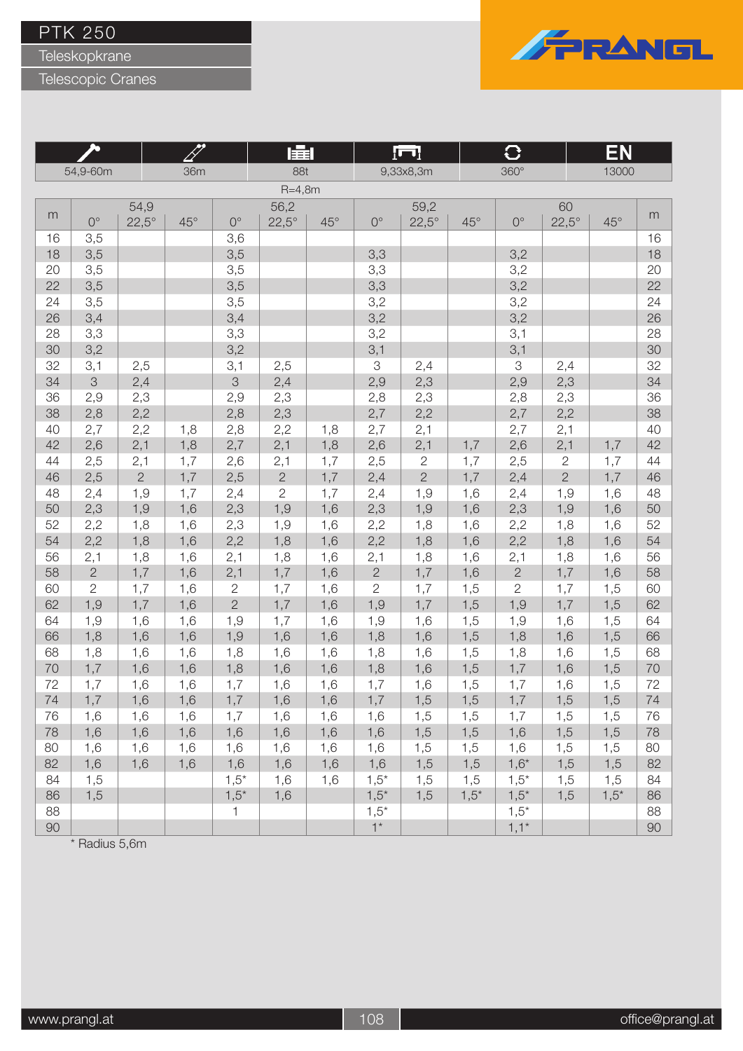# PTK 250

## Teleskopkrane

## Telescopic Cranes

PRANGL

| | | | | | EN |
|---|---|---|---|---|---|
| 54,9-60m | 36m | 88t | 9,33x8,3m | 360° | 13000 |

R=4,8m

| m | 54,9 | | | 56,2 | | | 59,2 | | | 60 | | | m |
|---|---|---|---|---|---|---|---|---|---|---|---|---|---|
| | 0° | 22,5° | 45° | 0° | 22,5° | 45° | 0° | 22,5° | 45° | 0° | 22,5° | 45° | |
| 16 | 3,5 | | | 3,6 | | | | | | | | | 16 |
| 18 | 3,5 | | | 3,5 | | | 3,3 | | | 3,2 | | | 18 |
| 20 | 3,5 | | | 3,5 | | | 3,3 | | | 3,2 | | | 20 |
| 22 | 3,5 | | | 3,5 | | | 3,3 | | | 3,2 | | | 22 |
| 24 | 3,5 | | | 3,5 | | | 3,2 | | | 3,2 | | | 24 |
| 26 | 3,4 | | | 3,4 | | | 3,2 | | | 3,2 | | | 26 |
| 28 | 3,3 | | | 3,3 | | | 3,2 | | | 3,1 | | | 28 |
| 30 | 3,2 | | | 3,2 | | | 3,1 | | | 3,1 | | | 30 |
| 32 | 3,1 | 2,5 | | 3,1 | 2,5 | | 3 | 2,4 | | 3 | 2,4 | | 32 |
| 34 | 3 | 2,4 | | 3 | 2,4 | | 2,9 | 2,3 | | 2,9 | 2,3 | | 34 |
| 36 | 2,9 | 2,3 | | 2,9 | 2,3 | | 2,8 | 2,3 | | 2,8 | 2,3 | | 36 |
| 38 | 2,8 | 2,2 | | 2,8 | 2,3 | | 2,7 | 2,2 | | 2,7 | 2,2 | | 38 |
| 40 | 2,7 | 2,2 | 1,8 | 2,8 | 2,2 | 1,8 | 2,7 | 2,1 | | 2,7 | 2,1 | | 40 |
| 42 | 2,6 | 2,1 | 1,8 | 2,7 | 2,1 | 1,8 | 2,6 | 2,1 | 1,7 | 2,6 | 2,1 | 1,7 | 42 |
| 44 | 2,5 | 2,1 | 1,7 | 2,6 | 2,1 | 1,7 | 2,5 | 2 | 1,7 | 2,5 | 2 | 1,7 | 44 |
| 46 | 2,5 | 2 | 1,7 | 2,5 | 2 | 1,7 | 2,4 | 2 | 1,7 | 2,4 | 2 | 1,7 | 46 |
| 48 | 2,4 | 1,9 | 1,7 | 2,4 | 2 | 1,7 | 2,4 | 1,9 | 1,6 | 2,4 | 1,9 | 1,6 | 48 |
| 50 | 2,3 | 1,9 | 1,6 | 2,3 | 1,9 | 1,6 | 2,3 | 1,9 | 1,6 | 2,3 | 1,9 | 1,6 | 50 |
| 52 | 2,2 | 1,8 | 1,6 | 2,3 | 1,9 | 1,6 | 2,2 | 1,8 | 1,6 | 2,2 | 1,8 | 1,6 | 52 |
| 54 | 2,2 | 1,8 | 1,6 | 2,2 | 1,8 | 1,6 | 2,2 | 1,8 | 1,6 | 2,2 | 1,8 | 1,6 | 54 |
| 56 | 2,1 | 1,8 | 1,6 | 2,1 | 1,8 | 1,6 | 2,1 | 1,8 | 1,6 | 2,1 | 1,8 | 1,6 | 56 |
| 58 | 2 | 1,7 | 1,6 | 2,1 | 1,7 | 1,6 | 2 | 1,7 | 1,6 | 2 | 1,7 | 1,6 | 58 |
| 60 | 2 | 1,7 | 1,6 | 2 | 1,7 | 1,6 | 2 | 1,7 | 1,5 | 2 | 1,7 | 1,5 | 60 |
| 62 | 1,9 | 1,7 | 1,6 | 2 | 1,7 | 1,6 | 1,9 | 1,7 | 1,5 | 1,9 | 1,7 | 1,5 | 62 |
| 64 | 1,9 | 1,6 | 1,6 | 1,9 | 1,7 | 1,6 | 1,9 | 1,6 | 1,5 | 1,9 | 1,6 | 1,5 | 64 |
| 66 | 1,8 | 1,6 | 1,6 | 1,9 | 1,6 | 1,6 | 1,8 | 1,6 | 1,5 | 1,8 | 1,6 | 1,5 | 66 |
| 68 | 1,8 | 1,6 | 1,6 | 1,8 | 1,6 | 1,6 | 1,8 | 1,6 | 1,5 | 1,8 | 1,6 | 1,5 | 68 |
| 70 | 1,7 | 1,6 | 1,6 | 1,8 | 1,6 | 1,6 | 1,8 | 1,6 | 1,5 | 1,7 | 1,6 | 1,5 | 70 |
| 72 | 1,7 | 1,6 | 1,6 | 1,7 | 1,6 | 1,6 | 1,7 | 1,6 | 1,5 | 1,7 | 1,6 | 1,5 | 72 |
| 74 | 1,7 | 1,6 | 1,6 | 1,7 | 1,6 | 1,6 | 1,7 | 1,5 | 1,5 | 1,7 | 1,5 | 1,5 | 74 |
| 76 | 1,6 | 1,6 | 1,6 | 1,7 | 1,6 | 1,6 | 1,6 | 1,5 | 1,5 | 1,7 | 1,5 | 1,5 | 76 |
| 78 | 1,6 | 1,6 | 1,6 | 1,6 | 1,6 | 1,6 | 1,6 | 1,5 | 1,5 | 1,6 | 1,5 | 1,5 | 78 |
| 80 | 1,6 | 1,6 | 1,6 | 1,6 | 1,6 | 1,6 | 1,6 | 1,5 | 1,5 | 1,6 | 1,5 | 1,5 | 80 |
| 82 | 1,6 | 1,6 | 1,6 | 1,6 | 1,6 | 1,6 | 1,6 | 1,5 | 1,5 | 1,6* | 1,5 | 1,5 | 82 |
| 84 | 1,5 | | | 1,5* | 1,6 | 1,6 | 1,5* | 1,5 | 1,5 | 1,5* | 1,5 | 1,5 | 84 |
| 86 | 1,5 | | | 1,5* | 1,6 | | 1,5* | 1,5 | 1,5* | 1,5* | 1,5 | 1,5* | 86 |
| 88 | | | | 1 | | | 1,5* | | | 1,5* | | | 88 |
| 90 | | | | | | | 1* | | | 1,1* | | | 90 |

\* Radius 5,6m

www.prangl.at | office@prangl.at